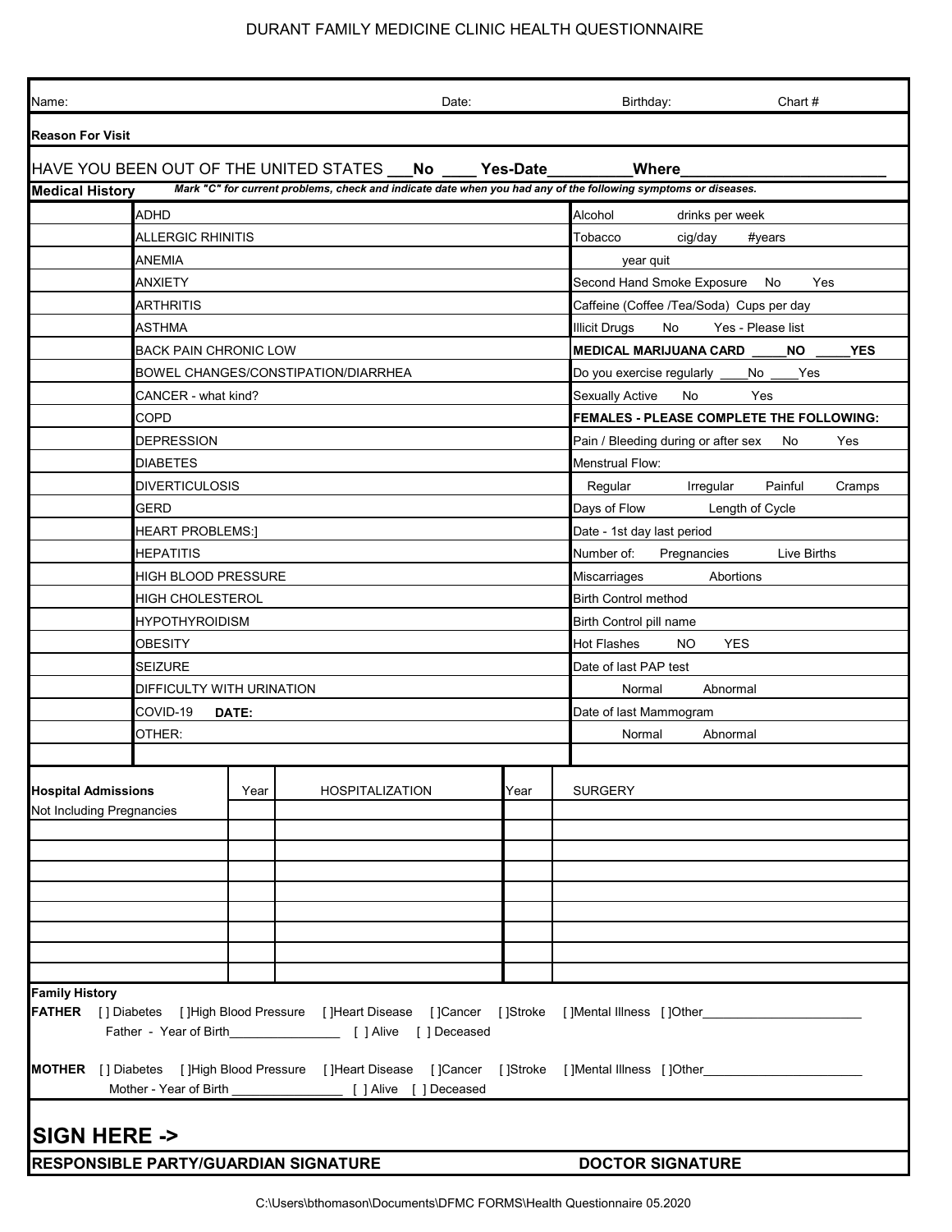# DURANT FAMILY MEDICINE CLINIC HEALTH QUESTIONNAIRE

Name: Date: Birthday: Chart #

**Reason For Visit**

HAVE YOU BEEN OUT OF THE UNITED STATES ___**No** ____ **Yes-Date**_________**Where**_______________________

**Medical History** ***Mark "C" for current problems, check and indicate date when you had any of the following symptoms or diseases.***

| | | |
|---|---|---|
| | ADHD | Alcohol drinks per week |
| | ALLERGIC RHINITIS | Tobacco cig/day #years |
| | ANEMIA | year quit |
| | ANXIETY | Second Hand Smoke Exposure No Yes |
| | ARTHRITIS | Caffeine (Coffee /Tea/Soda) Cups per day |
| | ASTHMA | Illicit Drugs No Yes - Please list |
| | BACK PAIN CHRONIC LOW | **MEDICAL MARIJUANA CARD _____NO _____YES** |
| | BOWEL CHANGES/CONSTIPATION/DIARRHEA | Do you exercise regularly ____No ____Yes |
| | CANCER - what kind? | Sexually Active No Yes |
| | COPD | **FEMALES - PLEASE COMPLETE THE FOLLOWING:** |
| | DEPRESSION | Pain / Bleeding during or after sex No Yes |
| | DIABETES | Menstrual Flow: |
| | DIVERTICULOSIS | Regular Irregular Painful Cramps |
| | GERD | Days of Flow Length of Cycle |
| | HEART PROBLEMS:] | Date - 1st day last period |
| | HEPATITIS | Number of: Pregnancies Live Births |
| | HIGH BLOOD PRESSURE | Miscarriages Abortions |
| | HIGH CHOLESTEROL | Birth Control method |
| | HYPOTHYROIDISM | Birth Control pill name |
| | OBESITY | Hot Flashes NO YES |
| | SEIZURE | Date of last PAP test |
| | DIFFICULTY WITH URINATION | Normal Abnormal |
| | COVID-19 **DATE:** | Date of last Mammogram |
| | OTHER: | Normal Abnormal |
| | | |

| **Hospital Admissions** | Year | HOSPITALIZATION | Year | SURGERY |
|---|---|---|---|---|
| Not Including Pregnancies | | | | |
| | | | | |
| | | | | |
| | | | | |
| | | | | |
| | | | | |
| | | | | |
| | | | | |
| | | | | |

**Family History**

**FATHER** [ ] Diabetes [ ]High Blood Pressure [ ]Heart Disease [ ]Cancer [ ]Stroke [ ]Mental Illness [ ]Other______________________

Father - Year of Birth________________ [ ] Alive [ ] Deceased

**MOTHER** [ ] Diabetes [ ]High Blood Pressure [ ]Heart Disease [ ]Cancer [ ]Stroke [ ]Mental Illness [ ]Other______________________

Mother - Year of Birth ________________ [ ] Alive [ ] Deceased

## SIGN HERE ->

**RESPONSIBLE PARTY/GUARDIAN SIGNATURE** **DOCTOR SIGNATURE**

C:\Users\bthomason\Documents\DFMC FORMS\Health Questionnaire 05.2020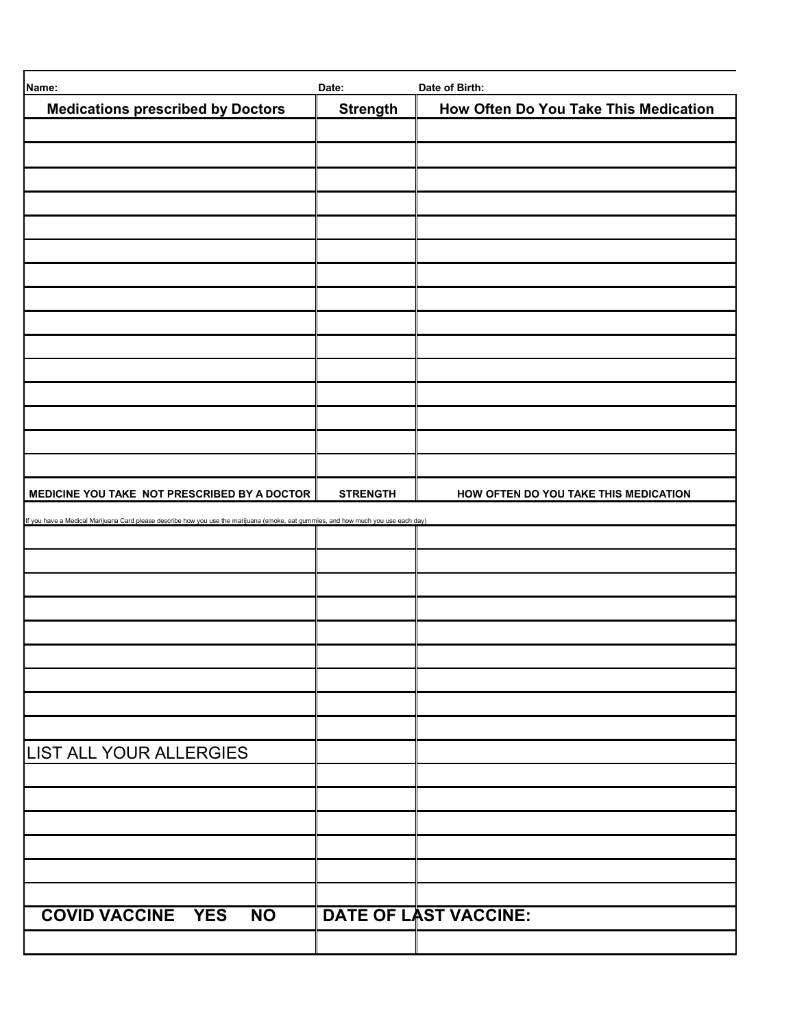| Name: | Date: | Date of Birth: |
|---|---|---|
| **Medications prescribed by Doctors** | **Strength** | **How Often Do You Take This Medication** |
| | | |
| | | |
| | | |
| | | |
| | | |
| | | |
| | | |
| | | |
| | | |
| | | |
| | | |
| | | |
| | | |
| | | |
| | | |
| **MEDICINE YOU TAKE NOT PRESCRIBED BY A DOCTOR** | **STRENGTH** | **HOW OFTEN DO YOU TAKE THIS MEDICATION** |
| If you have a Medical Marijuana Card please describe how you use the marijuana (smoke, eat gummies, and how much you use each day) | | |
| | | |
| | | |
| | | |
| | | |
| | | |
| | | |
| | | |
| | | |
| | | |
| LIST ALL YOUR ALLERGIES | | |
| | | |
| | | |
| | | |
| | | |
| | | |
| | | |
| **COVID VACCINE YES NO** | **DATE OF LAST VACCINE:** | |
| | | |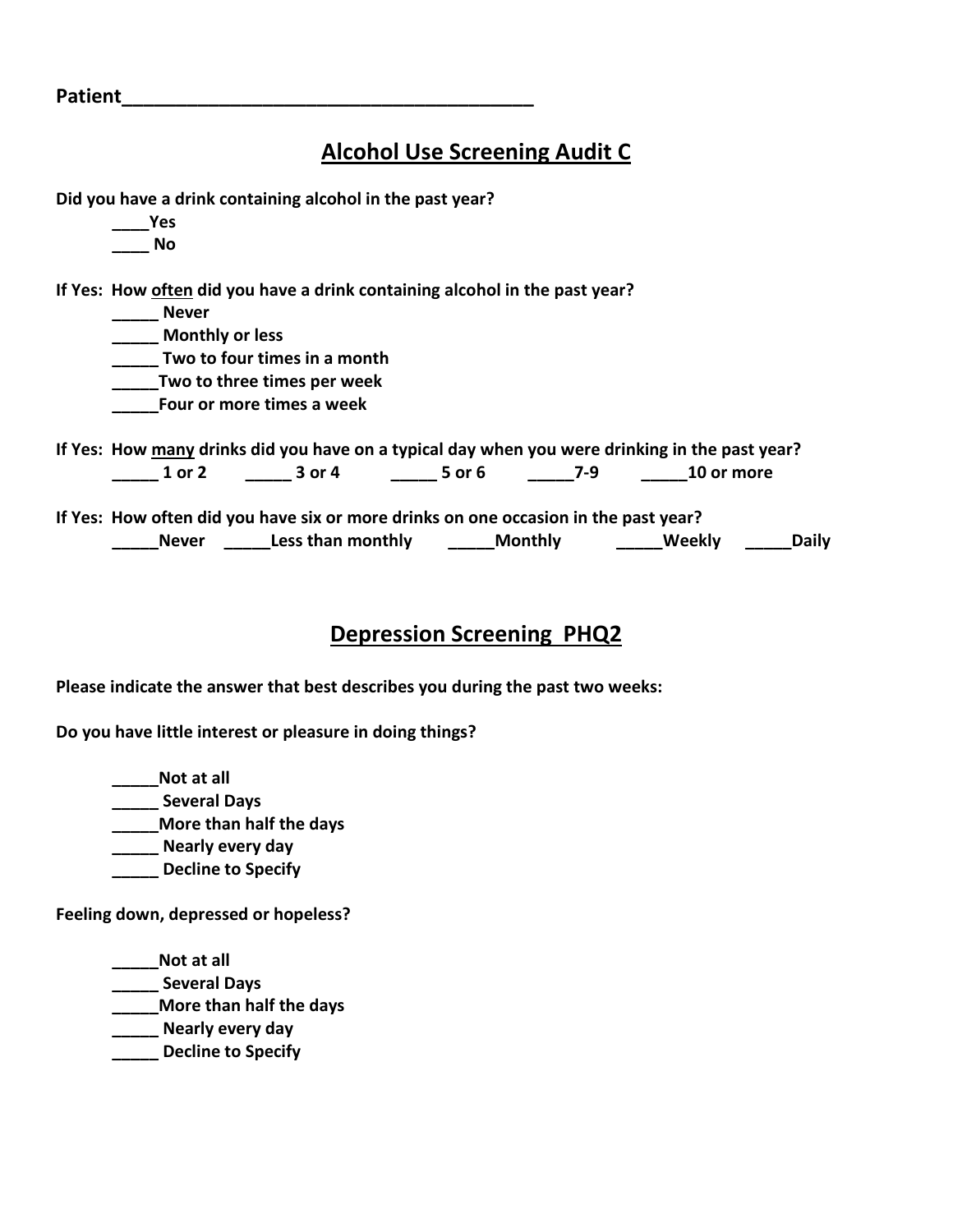**Patient\_\_\_\_\_\_\_\_\_\_\_\_\_\_\_\_\_\_\_\_\_\_\_\_\_\_\_\_\_\_\_\_\_\_\_\_\_\_\_\_**

## Alcohol Use Screening Audit C

**Did you have a drink containing alcohol in the past year?**

- ____Yes
- ____ No

**If Yes: How often did you have a drink containing alcohol in the past year?**

- _____ Never
- _____ Monthly or less
- _____ Two to four times in a month
- _____Two to three times per week
- _____Four or more times a week

**If Yes: How many drinks did you have on a typical day when you were drinking in the past year?**

_____ 1 or 2 _____ 3 or 4 _____ 5 or 6 _____7-9 _____10 or more

**If Yes: How often did you have six or more drinks on one occasion in the past year?**

_____Never _____Less than monthly _____Monthly _____Weekly _____Daily

## Depression Screening PHQ2

**Please indicate the answer that best describes you during the past two weeks:**

**Do you have little interest or pleasure in doing things?**

- _____Not at all
- _____ Several Days
- _____More than half the days
- _____ Nearly every day
- _____ Decline to Specify

**Feeling down, depressed or hopeless?**

- _____Not at all
- _____ Several Days
- _____More than half the days
- _____ Nearly every day
- _____ Decline to Specify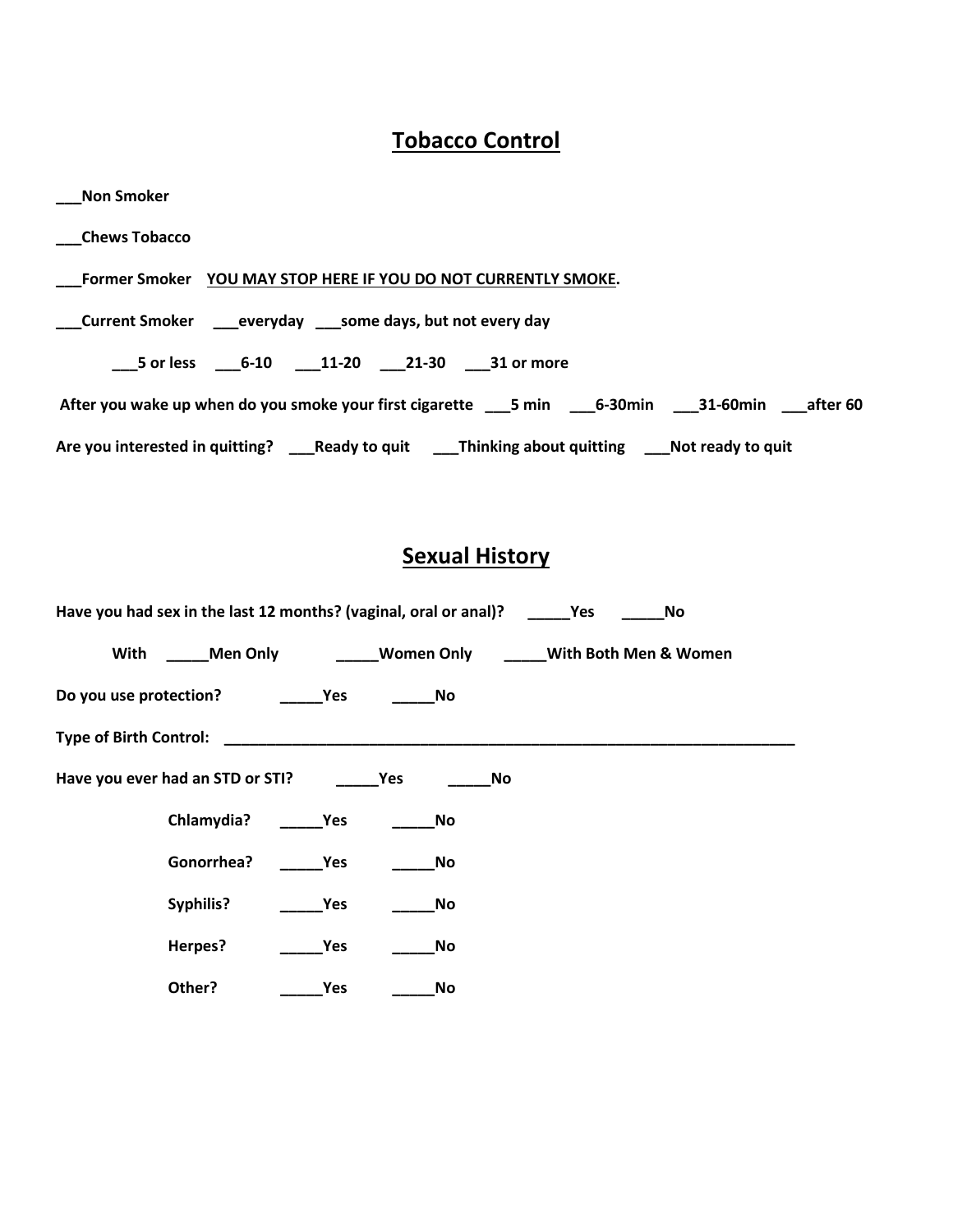## Tobacco Control

**___Non Smoker**

**___Chews Tobacco**

**___Former Smoker** **YOU MAY STOP HERE IF YOU DO NOT CURRENTLY SMOKE.**

**___Current Smoker** **___everyday** **___some days, but not every day**

**___5 or less** **___6-10** **___11-20** **___21-30** **___31 or more**

**After you wake up when do you smoke your first cigarette** **___5 min** **___6-30min** **___31-60min** **___after 60**

**Are you interested in quitting?** **___Ready to quit** **___Thinking about quitting** **___Not ready to quit**

## Sexual History

**Have you had sex in the last 12 months? (vaginal, oral or anal)?** **_____Yes** **_____No**

**With** **_____Men Only** **_____Women Only** **_____With Both Men & Women**

**Do you use protection?** **_____Yes** **_____No**

**Type of Birth Control:** ______________________________________________________________

**Have you ever had an STD or STI?** **_____Yes** **_____No**

**Chlamydia?** **_____Yes** **_____No**

**Gonorrhea?** **_____Yes** **_____No**

**Syphilis?** **_____Yes** **_____No**

**Herpes?** **_____Yes** **_____No**

**Other?** **_____Yes** **_____No**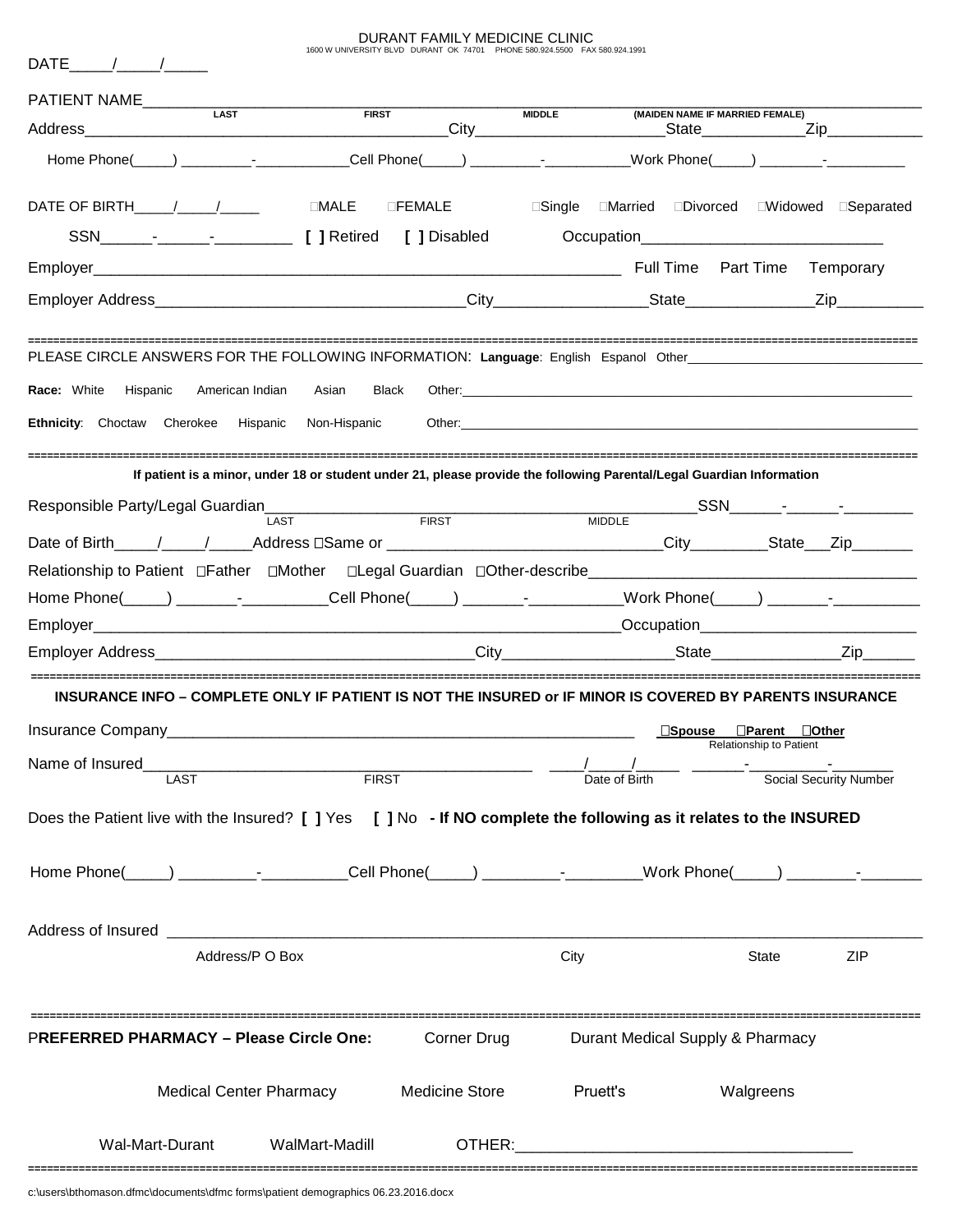DURANT FAMILY MEDICINE CLINIC
1600 W UNIVERSITY BLVD DURANT OK 74701 PHONE 580.924.5500 FAX 580.924.1991

DATE_____/_____/_____

PATIENT NAME________________________________________________________________________________________
LAST FIRST MIDDLE (MAIDEN NAME IF MARRIED FEMALE)

Address__________________________________________City______________________State____________Zip___________

Home Phone(_____) _________-____________Cell Phone(_____) _________-___________Work Phone(_____) ________-__________

DATE OF BIRTH_____/_____/_____ ☐MALE ☐FEMALE ☐Single ☐Married ☐Divorced ☐Widowed ☐Separated

SSN______-______-_________ [ ] Retired [ ] Disabled Occupation____________________________

Employer________________________________________________________________ Full Time Part Time Temporary

Employer Address____________________________________City_________________State_______________Zip__________

PLEASE CIRCLE ANSWERS FOR THE FOLLOWING INFORMATION: **Language**: English Espanol Other________________________________

**Race:** White Hispanic American Indian Asian Black Other:_______________________________________________________________

**Ethnicity**: Choctaw Cherokee Hispanic Non-Hispanic Other:_______________________________________________________________

**If patient is a minor, under 18 or student under 21, please provide the following Parental/Legal Guardian Information**

Responsible Party/Legal Guardian_____________________________________________________SSN______-______-________
LAST FIRST MIDDLE

Date of Birth_____/_____/_____Address ☐Same or _________________________________City_________State___Zip_______

Relationship to Patient ☐Father ☐Mother ☐Legal Guardian ☐Other-describe_________________________________________

Home Phone(_____) _______-__________Cell Phone(_____) _______-___________Work Phone(_____) _______-__________

Employer_________________________________________________________________Occupation__________________________

Employer Address_____________________________________City____________________State_______________Zip______

**INSURANCE INFO – COMPLETE ONLY IF PATIENT IS NOT THE INSURED or IF MINOR IS COVERED BY PARENTS INSURANCE**

Insurance Company_________________________________________________________ ☐**Spouse** ☐**Parent** ☐**Other**
Relationship to Patient

Name of Insured_____________________________________________ ____/_____/_____ ______-_________-_______
LAST FIRST Date of Birth Social Security Number

Does the Patient live with the Insured? [ ] Yes [ ] No **- If NO complete the following as it relates to the INSURED**

Home Phone(_____) _________-__________Cell Phone(_____) _________-_________Work Phone(_____) ________-_______

Address of Insured ______________________________________________________________________________________
Address/P O Box City State ZIP

P**REFERRED PHARMACY – Please Circle One:** Corner Drug Durant Medical Supply & Pharmacy

Medical Center Pharmacy Medicine Store Pruett's Walgreens

Wal-Mart-Durant WalMart-Madill OTHER:________________________________________

c:\users\bthomason.dfmc\documents\dfmc forms\patient demographics 06.23.2016.docx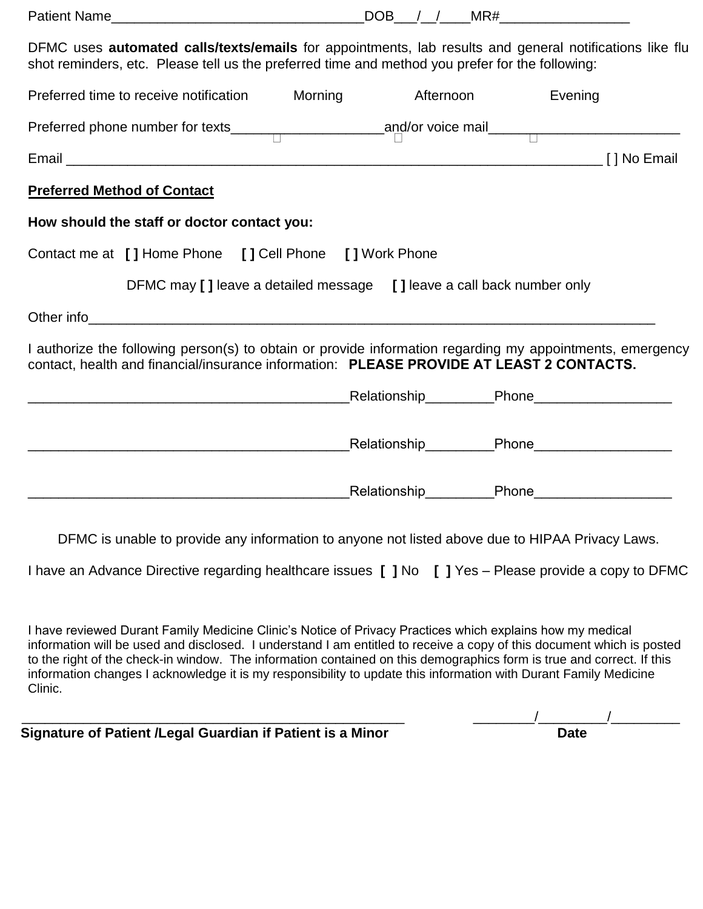Patient Name________________________________DOB___/__/____MR#________________

DFMC uses **automated calls/texts/emails** for appointments, lab results and general notifications like flu shot reminders, etc. Please tell us the preferred time and method you prefer for the following:

Preferred time to receive notification    Morning    Afternoon    Evening

Preferred phone number for texts____________________and/or voice mail_________________________

Email ______________________________________________________________________ [ ] No Email

**Preferred Method of Contact**

**How should the staff or doctor contact you:**

Contact me at **[ ]** Home Phone **[ ]** Cell Phone **[ ]** Work Phone

DFMC may **[ ]** leave a detailed message **[ ]** leave a call back number only

Other info___________________________________________________________________________

I authorize the following person(s) to obtain or provide information regarding my appointments, emergency contact, health and financial/insurance information: **PLEASE PROVIDE AT LEAST 2 CONTACTS.**

__________________________________________Relationship_________Phone_________________

__________________________________________Relationship_________Phone_________________

__________________________________________Relationship_________Phone_________________

DFMC is unable to provide any information to anyone not listed above due to HIPAA Privacy Laws.

I have an Advance Directive regarding healthcare issues **[ ]** No **[ ]** Yes – Please provide a copy to DFMC

I have reviewed Durant Family Medicine Clinic's Notice of Privacy Practices which explains how my medical information will be used and disclosed. I understand I am entitled to receive a copy of this document which is posted to the right of the check-in window. The information contained on this demographics form is true and correct. If this information changes I acknowledge it is my responsibility to update this information with Durant Family Medicine Clinic.

__________________________________________________    ________/_________/_________

**Signature of Patient /Legal Guardian if Patient is a Minor**    **Date**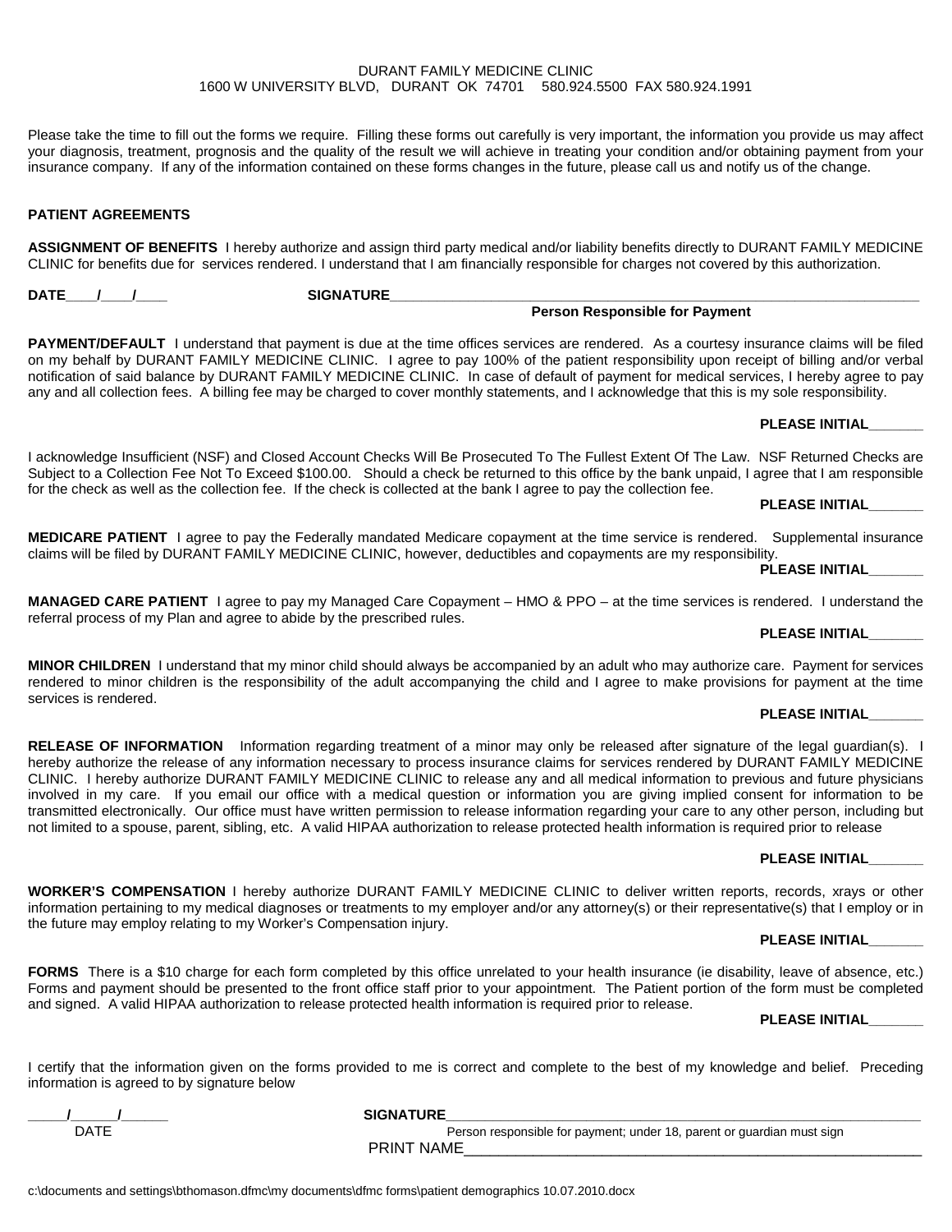DURANT FAMILY MEDICINE CLINIC
1600 W UNIVERSITY BLVD, DURANT OK 74701 580.924.5500 FAX 580.924.1991

Please take the time to fill out the forms we require. Filling these forms out carefully is very important, the information you provide us may affect your diagnosis, treatment, prognosis and the quality of the result we will achieve in treating your condition and/or obtaining payment from your insurance company. If any of the information contained on these forms changes in the future, please call us and notify us of the change.

**PATIENT AGREEMENTS**

**ASSIGNMENT OF BENEFITS** I hereby authorize and assign third party medical and/or liability benefits directly to DURANT FAMILY MEDICINE CLINIC for benefits due for services rendered. I understand that I am financially responsible for charges not covered by this authorization.

**DATE____/____/____** **SIGNATURE**___________________________________________________________________________
**Person Responsible for Payment**

**PAYMENT/DEFAULT** I understand that payment is due at the time offices services are rendered. As a courtesy insurance claims will be filed on my behalf by DURANT FAMILY MEDICINE CLINIC. I agree to pay 100% of the patient responsibility upon receipt of billing and/or verbal notification of said balance by DURANT FAMILY MEDICINE CLINIC. In case of default of payment for medical services, I hereby agree to pay any and all collection fees. A billing fee may be charged to cover monthly statements, and I acknowledge that this is my sole responsibility.

**PLEASE INITIAL_______**

I acknowledge Insufficient (NSF) and Closed Account Checks Will Be Prosecuted To The Fullest Extent Of The Law. NSF Returned Checks are Subject to a Collection Fee Not To Exceed $100.00. Should a check be returned to this office by the bank unpaid, I agree that I am responsible for the check as well as the collection fee. If the check is collected at the bank I agree to pay the collection fee.

**PLEASE INITIAL_______**

**MEDICARE PATIENT** I agree to pay the Federally mandated Medicare copayment at the time service is rendered. Supplemental insurance claims will be filed by DURANT FAMILY MEDICINE CLINIC, however, deductibles and copayments are my responsibility.

**PLEASE INITIAL_______**

**MANAGED CARE PATIENT** I agree to pay my Managed Care Copayment – HMO & PPO – at the time services is rendered. I understand the referral process of my Plan and agree to abide by the prescribed rules.

**PLEASE INITIAL_______**

**MINOR CHILDREN** I understand that my minor child should always be accompanied by an adult who may authorize care. Payment for services rendered to minor children is the responsibility of the adult accompanying the child and I agree to make provisions for payment at the time services is rendered.

**PLEASE INITIAL_______**

**RELEASE OF INFORMATION** Information regarding treatment of a minor may only be released after signature of the legal guardian(s). I hereby authorize the release of any information necessary to process insurance claims for services rendered by DURANT FAMILY MEDICINE CLINIC. I hereby authorize DURANT FAMILY MEDICINE CLINIC to release any and all medical information to previous and future physicians involved in my care. If you email our office with a medical question or information you are giving implied consent for information to be transmitted electronically. Our office must have written permission to release information regarding your care to any other person, including but not limited to a spouse, parent, sibling, etc. A valid HIPAA authorization to release protected health information is required prior to release

**PLEASE INITIAL_______**

**WORKER'S COMPENSATION** I hereby authorize DURANT FAMILY MEDICINE CLINIC to deliver written reports, records, xrays or other information pertaining to my medical diagnoses or treatments to my employer and/or any attorney(s) or their representative(s) that I employ or in the future may employ relating to my Worker's Compensation injury.

**PLEASE INITIAL_______**

**FORMS** There is a $10 charge for each form completed by this office unrelated to your health insurance (ie disability, leave of absence, etc.) Forms and payment should be presented to the front office staff prior to your appointment. The Patient portion of the form must be completed and signed. A valid HIPAA authorization to release protected health information is required prior to release.

**PLEASE INITIAL_______**

I certify that the information given on the forms provided to me is correct and complete to the best of my knowledge and belief. Preceding information is agreed to by signature below

_____/______/______
DATE

**SIGNATURE**_________________________________________________________________
Person responsible for payment; under 18, parent or guardian must sign
PRINT NAME___________________________________________________________

c:\documents and settings\bthomason.dfmc\my documents\dfmc forms\patient demographics 10.07.2010.docx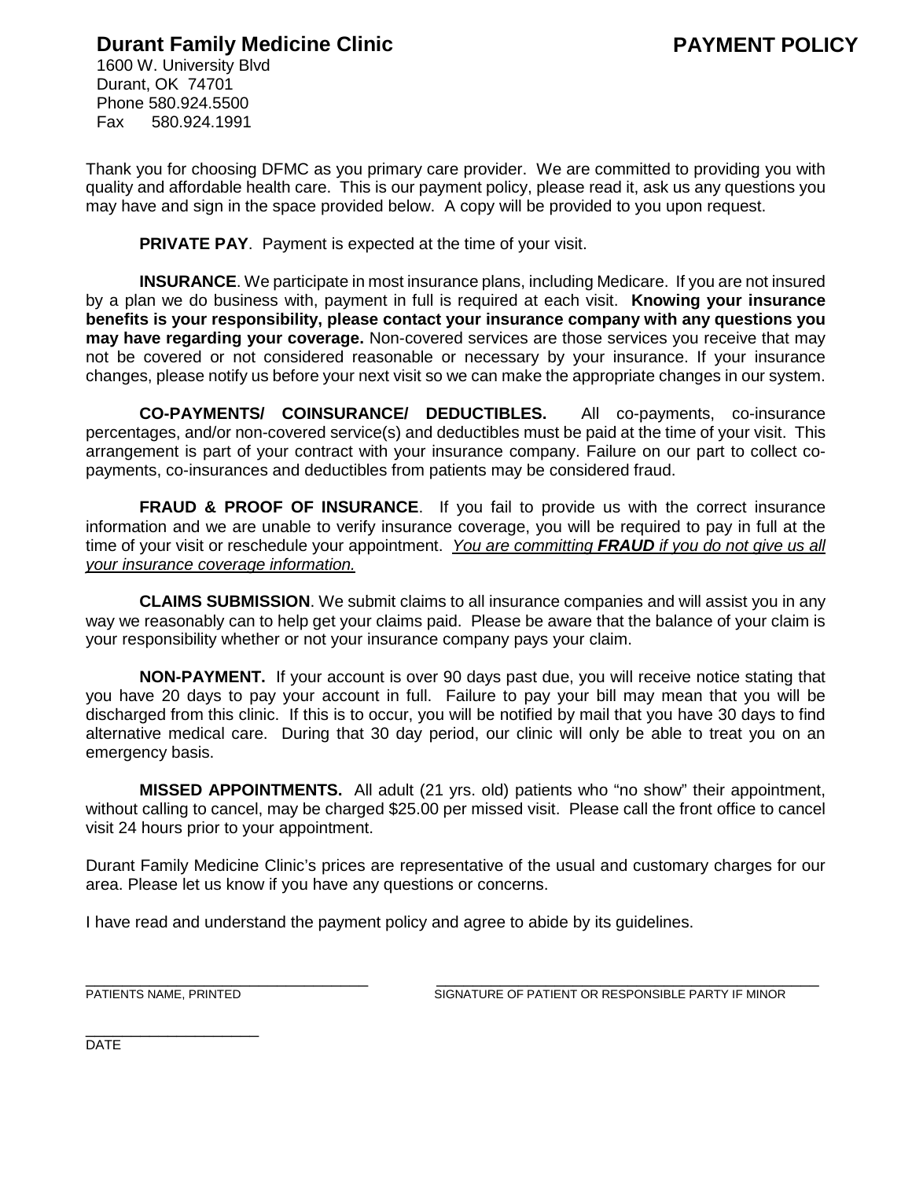# Durant Family Medicine Clinic

# PAYMENT POLICY

1600 W. University Blvd
Durant, OK 74701
Phone 580.924.5500
Fax 580.924.1991

Thank you for choosing DFMC as you primary care provider. We are committed to providing you with quality and affordable health care. This is our payment policy, please read it, ask us any questions you may have and sign in the space provided below. A copy will be provided to you upon request.

**PRIVATE PAY**. Payment is expected at the time of your visit.

**INSURANCE**. We participate in most insurance plans, including Medicare. If you are not insured by a plan we do business with, payment in full is required at each visit. **Knowing your insurance benefits is your responsibility, please contact your insurance company with any questions you may have regarding your coverage.** Non-covered services are those services you receive that may not be covered or not considered reasonable or necessary by your insurance. If your insurance changes, please notify us before your next visit so we can make the appropriate changes in our system.

**CO-PAYMENTS/ COINSURANCE/ DEDUCTIBLES.** All co-payments, co-insurance percentages, and/or non-covered service(s) and deductibles must be paid at the time of your visit. This arrangement is part of your contract with your insurance company. Failure on our part to collect co-payments, co-insurances and deductibles from patients may be considered fraud.

**FRAUD & PROOF OF INSURANCE**. If you fail to provide us with the correct insurance information and we are unable to verify insurance coverage, you will be required to pay in full at the time of your visit or reschedule your appointment. *You are committing **FRAUD** if you do not give us all your insurance coverage information.*

**CLAIMS SUBMISSION**. We submit claims to all insurance companies and will assist you in any way we reasonably can to help get your claims paid. Please be aware that the balance of your claim is your responsibility whether or not your insurance company pays your claim.

**NON-PAYMENT.** If your account is over 90 days past due, you will receive notice stating that you have 20 days to pay your account in full. Failure to pay your bill may mean that you will be discharged from this clinic. If this is to occur, you will be notified by mail that you have 30 days to find alternative medical care. During that 30 day period, our clinic will only be able to treat you on an emergency basis.

**MISSED APPOINTMENTS.** All adult (21 yrs. old) patients who "no show" their appointment, without calling to cancel, may be charged $25.00 per missed visit. Please call the front office to cancel visit 24 hours prior to your appointment.

Durant Family Medicine Clinic's prices are representative of the usual and customary charges for our area. Please let us know if you have any questions or concerns.

I have read and understand the payment policy and agree to abide by its guidelines.

\_\_\_\_\_\_\_\_\_\_\_\_\_\_\_\_\_\_\_\_\_\_\_\_\_\_\_\_\_\_
PATIENTS NAME, PRINTED

\_\_\_\_\_\_\_\_\_\_\_\_\_\_\_\_\_\_\_\_\_\_\_\_\_\_\_\_\_\_\_\_\_\_\_\_\_\_\_\_
SIGNATURE OF PATIENT OR RESPONSIBLE PARTY IF MINOR

\_\_\_\_\_\_\_\_\_\_\_\_\_\_\_\_\_\_
DATE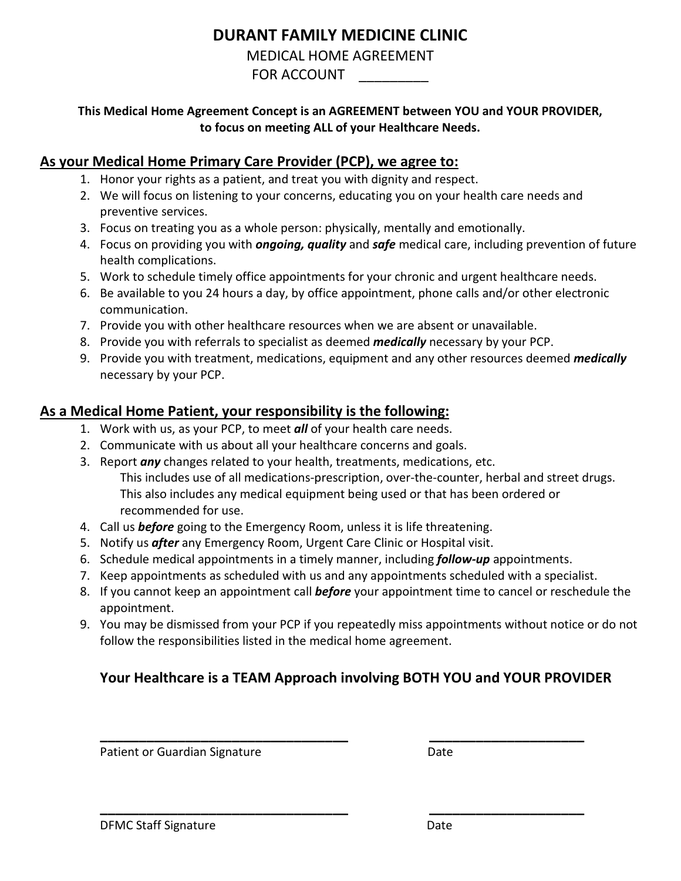# DURANT FAMILY MEDICINE CLINIC

MEDICAL HOME AGREEMENT

FOR ACCOUNT _________

**This Medical Home Agreement Concept is an AGREEMENT between YOU and YOUR PROVIDER, to focus on meeting ALL of your Healthcare Needs.**

## As your Medical Home Primary Care Provider (PCP), we agree to:

1. Honor your rights as a patient, and treat you with dignity and respect.
2. We will focus on listening to your concerns, educating you on your health care needs and preventive services.
3. Focus on treating you as a whole person: physically, mentally and emotionally.
4. Focus on providing you with ***ongoing, quality*** and ***safe*** medical care, including prevention of future health complications.
5. Work to schedule timely office appointments for your chronic and urgent healthcare needs.
6. Be available to you 24 hours a day, by office appointment, phone calls and/or other electronic communication.
7. Provide you with other healthcare resources when we are absent or unavailable.
8. Provide you with referrals to specialist as deemed ***medically*** necessary by your PCP.
9. Provide you with treatment, medications, equipment and any other resources deemed ***medically*** necessary by your PCP.

## As a Medical Home Patient, your responsibility is the following:

1. Work with us, as your PCP, to meet ***all*** of your health care needs.
2. Communicate with us about all your healthcare concerns and goals.
3. Report ***any*** changes related to your health, treatments, medications, etc.
   This includes use of all medications-prescription, over-the-counter, herbal and street drugs.
   This also includes any medical equipment being used or that has been ordered or recommended for use.
4. Call us ***before*** going to the Emergency Room, unless it is life threatening.
5. Notify us ***after*** any Emergency Room, Urgent Care Clinic or Hospital visit.
6. Schedule medical appointments in a timely manner, including ***follow-up*** appointments.
7. Keep appointments as scheduled with us and any appointments scheduled with a specialist.
8. If you cannot keep an appointment call ***before*** your appointment time to cancel or reschedule the appointment.
9. You may be dismissed from your PCP if you repeatedly miss appointments without notice or do not follow the responsibilities listed in the medical home agreement.

### Your Healthcare is a TEAM Approach involving BOTH YOU and YOUR PROVIDER

_________________________________ _____________________

Patient or Guardian Signature Date

_________________________________ _____________________

DFMC Staff Signature Date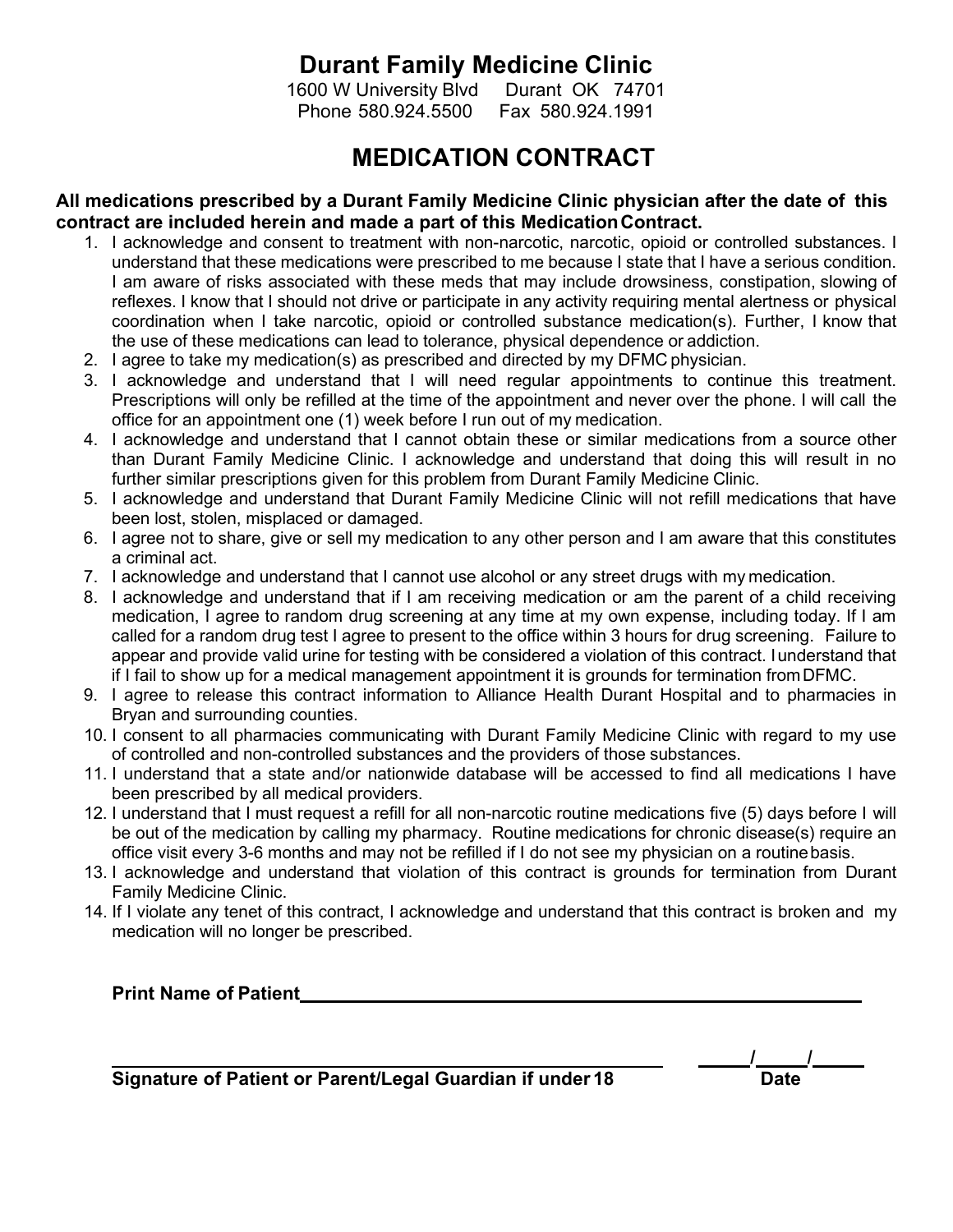# Durant Family Medicine Clinic

1600 W University Blvd Durant OK 74701
Phone 580.924.5500 Fax 580.924.1991

## MEDICATION CONTRACT

**All medications prescribed by a Durant Family Medicine Clinic physician after the date of this contract are included herein and made a part of this Medication Contract.**

1. I acknowledge and consent to treatment with non-narcotic, narcotic, opioid or controlled substances. I understand that these medications were prescribed to me because I state that I have a serious condition. I am aware of risks associated with these meds that may include drowsiness, constipation, slowing of reflexes. I know that I should not drive or participate in any activity requiring mental alertness or physical coordination when I take narcotic, opioid or controlled substance medication(s). Further, I know that the use of these medications can lead to tolerance, physical dependence or addiction.
2. I agree to take my medication(s) as prescribed and directed by my DFMC physician.
3. I acknowledge and understand that I will need regular appointments to continue this treatment. Prescriptions will only be refilled at the time of the appointment and never over the phone. I will call the office for an appointment one (1) week before I run out of my medication.
4. I acknowledge and understand that I cannot obtain these or similar medications from a source other than Durant Family Medicine Clinic. I acknowledge and understand that doing this will result in no further similar prescriptions given for this problem from Durant Family Medicine Clinic.
5. I acknowledge and understand that Durant Family Medicine Clinic will not refill medications that have been lost, stolen, misplaced or damaged.
6. I agree not to share, give or sell my medication to any other person and I am aware that this constitutes a criminal act.
7. I acknowledge and understand that I cannot use alcohol or any street drugs with my medication.
8. I acknowledge and understand that if I am receiving medication or am the parent of a child receiving medication, I agree to random drug screening at any time at my own expense, including today. If I am called for a random drug test I agree to present to the office within 3 hours for drug screening. Failure to appear and provide valid urine for testing with be considered a violation of this contract. I understand that if I fail to show up for a medical management appointment it is grounds for termination from DFMC.
9. I agree to release this contract information to Alliance Health Durant Hospital and to pharmacies in Bryan and surrounding counties.
10. I consent to all pharmacies communicating with Durant Family Medicine Clinic with regard to my use of controlled and non-controlled substances and the providers of those substances.
11. I understand that a state and/or nationwide database will be accessed to find all medications I have been prescribed by all medical providers.
12. I understand that I must request a refill for all non-narcotic routine medications five (5) days before I will be out of the medication by calling my pharmacy. Routine medications for chronic disease(s) require an office visit every 3-6 months and may not be refilled if I do not see my physician on a routine basis.
13. I acknowledge and understand that violation of this contract is grounds for termination from Durant Family Medicine Clinic.
14. If I violate any tenet of this contract, I acknowledge and understand that this contract is broken and my medication will no longer be prescribed.

**Print Name of Patient**\_\_\_\_\_\_\_\_\_\_\_\_\_\_\_\_\_\_\_\_\_\_\_\_\_\_\_\_\_\_\_\_\_\_\_\_\_\_\_\_\_\_

\_\_\_\_\_\_\_\_\_\_\_\_\_\_\_\_\_\_\_\_\_\_\_\_\_\_\_\_\_\_\_\_\_\_\_\_\_\_\_\_ \_\_\_\_\_/\_\_\_\_\_/\_\_\_\_\_

**Signature of Patient or Parent/Legal Guardian if under 18** **Date**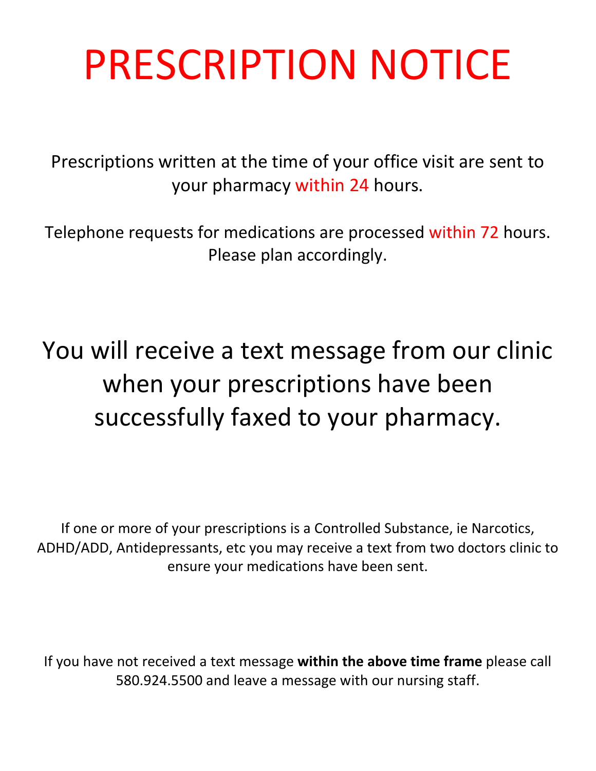# PRESCRIPTION NOTICE

Prescriptions written at the time of your office visit are sent to your pharmacy within 24 hours.

Telephone requests for medications are processed within 72 hours. Please plan accordingly.

## You will receive a text message from our clinic when your prescriptions have been successfully faxed to your pharmacy.

If one or more of your prescriptions is a Controlled Substance, ie Narcotics, ADHD/ADD, Antidepressants, etc you may receive a text from two doctors clinic to ensure your medications have been sent.

If you have not received a text message **within the above time frame** please call 580.924.5500 and leave a message with our nursing staff.